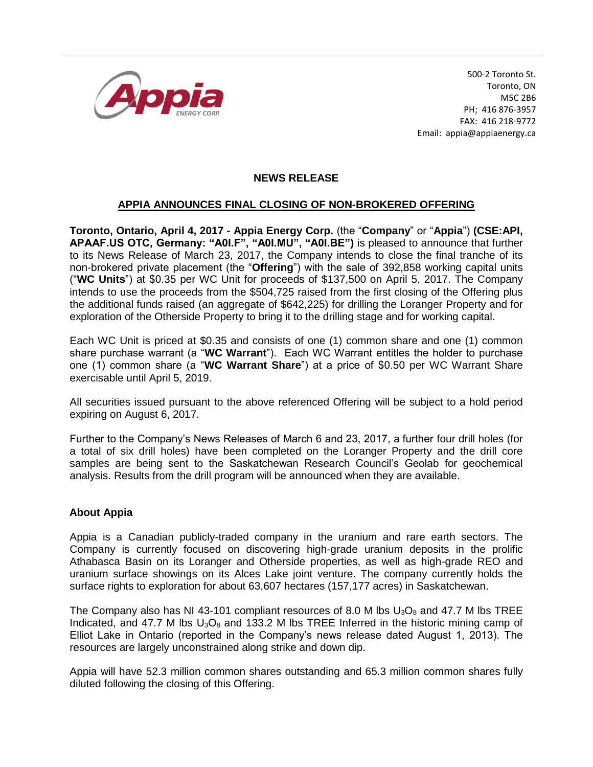500-2 Toronto St.
Toronto, ON
M5C 2B6
PH; 416 876-3957
FAX: 416 218-9772
Email: appia@appiaenergy.ca

# NEWS RELEASE

## APPIA ANNOUNCES FINAL CLOSING OF NON-BROKERED OFFERING

**Toronto, Ontario, April 4, 2017 - Appia Energy Corp.** (the "**Company**" or "**Appia**") **(CSE:API, APAAF.US OTC, Germany: "A0I.F", "A0I.MU", "A0I.BE")** is pleased to announce that further to its News Release of March 23, 2017, the Company intends to close the final tranche of its non-brokered private placement (the "**Offering**") with the sale of 392,858 working capital units ("**WC Units**") at $0.35 per WC Unit for proceeds of $137,500 on April 5, 2017. The Company intends to use the proceeds from the $504,725 raised from the first closing of the Offering plus the additional funds raised (an aggregate of $642,225) for drilling the Loranger Property and for exploration of the Otherside Property to bring it to the drilling stage and for working capital.

Each WC Unit is priced at $0.35 and consists of one (1) common share and one (1) common share purchase warrant (a "**WC Warrant**"). Each WC Warrant entitles the holder to purchase one (1) common share (a "**WC Warrant Share**") at a price of $0.50 per WC Warrant Share exercisable until April 5, 2019.

All securities issued pursuant to the above referenced Offering will be subject to a hold period expiring on August 6, 2017.

Further to the Company's News Releases of March 6 and 23, 2017, a further four drill holes (for a total of six drill holes) have been completed on the Loranger Property and the drill core samples are being sent to the Saskatchewan Research Council's Geolab for geochemical analysis. Results from the drill program will be announced when they are available.

### About Appia

Appia is a Canadian publicly-traded company in the uranium and rare earth sectors. The Company is currently focused on discovering high-grade uranium deposits in the prolific Athabasca Basin on its Loranger and Otherside properties, as well as high-grade REO and uranium surface showings on its Alces Lake joint venture. The company currently holds the surface rights to exploration for about 63,607 hectares (157,177 acres) in Saskatchewan.

The Company also has NI 43-101 compliant resources of 8.0 M lbs $U_3O_8$ and 47.7 M lbs TREE Indicated, and 47.7 M lbs $U_3O_8$ and 133.2 M lbs TREE Inferred in the historic mining camp of Elliot Lake in Ontario (reported in the Company's news release dated August 1, 2013). The resources are largely unconstrained along strike and down dip.

Appia will have 52.3 million common shares outstanding and 65.3 million common shares fully diluted following the closing of this Offering.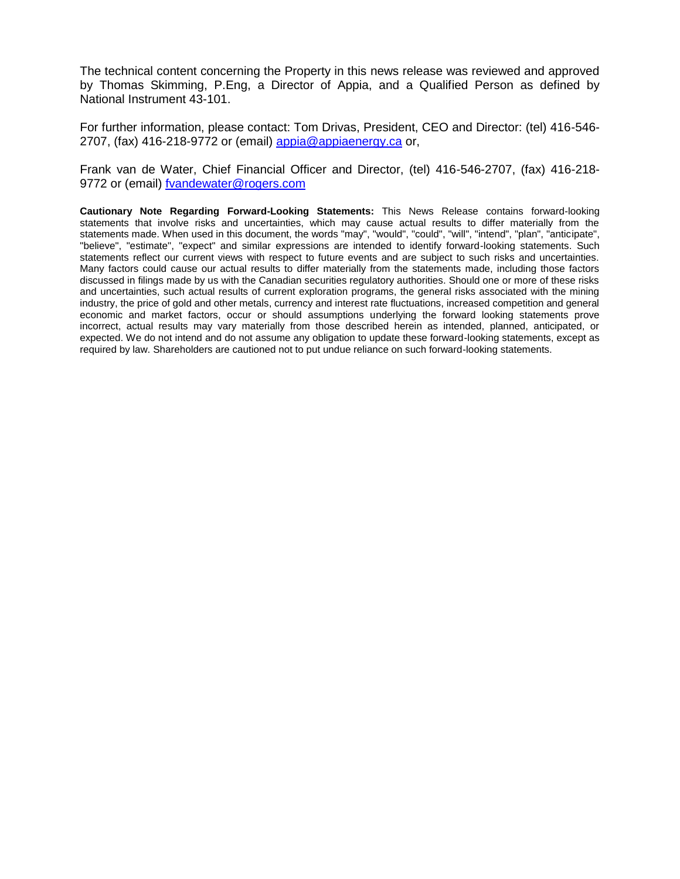The technical content concerning the Property in this news release was reviewed and approved by Thomas Skimming, P.Eng, a Director of Appia, and a Qualified Person as defined by National Instrument 43-101.

For further information, please contact: Tom Drivas, President, CEO and Director: (tel) 416-546-2707, (fax) 416-218-9772 or (email) appia@appiaenergy.ca or,

Frank van de Water, Chief Financial Officer and Director, (tel) 416-546-2707, (fax) 416-218-9772 or (email) fvandewater@rogers.com

**Cautionary Note Regarding Forward-Looking Statements:** This News Release contains forward-looking statements that involve risks and uncertainties, which may cause actual results to differ materially from the statements made. When used in this document, the words "may", "would", "could", "will", "intend", "plan", "anticipate", "believe", "estimate", "expect" and similar expressions are intended to identify forward-looking statements. Such statements reflect our current views with respect to future events and are subject to such risks and uncertainties. Many factors could cause our actual results to differ materially from the statements made, including those factors discussed in filings made by us with the Canadian securities regulatory authorities. Should one or more of these risks and uncertainties, such actual results of current exploration programs, the general risks associated with the mining industry, the price of gold and other metals, currency and interest rate fluctuations, increased competition and general economic and market factors, occur or should assumptions underlying the forward looking statements prove incorrect, actual results may vary materially from those described herein as intended, planned, anticipated, or expected. We do not intend and do not assume any obligation to update these forward-looking statements, except as required by law. Shareholders are cautioned not to put undue reliance on such forward-looking statements.